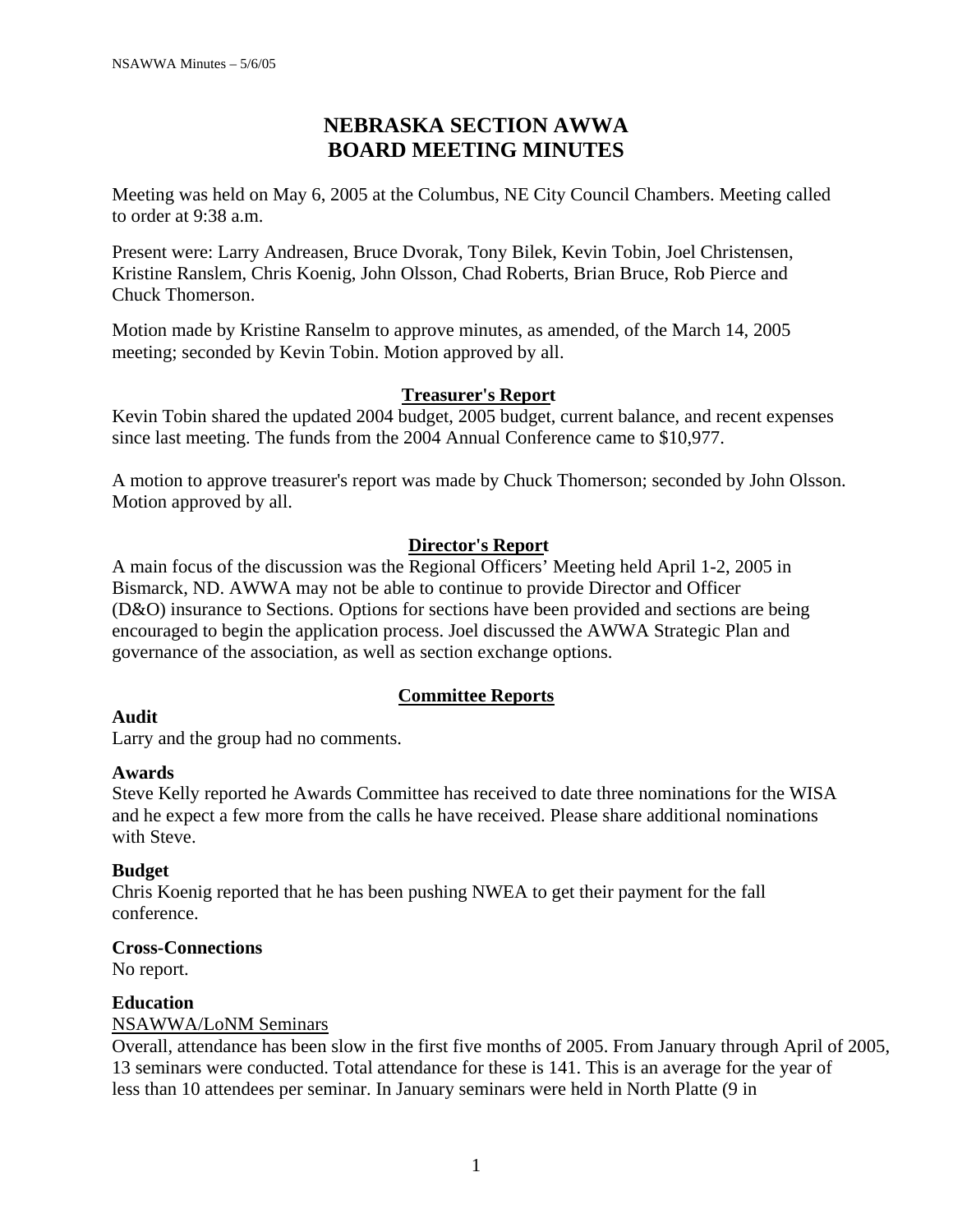// NEBRASKA SECTION AWWA
# NEBRASKA SECTION AWWA BOARD MEETING MINUTES

Meeting was held on May 6, 2005 at the Columbus, NE City Council Chambers. Meeting called to order at 9:38 a.m.

Present were: Larry Andreasen, Bruce Dvorak, Tony Bilek, Kevin Tobin, Joel Christensen, Kristine Ranslem, Chris Koenig, John Olsson, Chad Roberts, Brian Bruce, Rob Pierce and Chuck Thomerson.

Motion made by Kristine Ranselm to approve minutes, as amended, of the March 14, 2005 meeting; seconded by Kevin Tobin. Motion approved by all.

## Treasurer's Report

Kevin Tobin shared the updated 2004 budget, 2005 budget, current balance, and recent expenses since last meeting. The funds from the 2004 Annual Conference came to $10,977.

A motion to approve treasurer's report was made by Chuck Thomerson; seconded by John Olsson. Motion approved by all.

## Director's Report

A main focus of the discussion was the Regional Officers' Meeting held April 1-2, 2005 in Bismarck, ND. AWWA may not be able to continue to provide Director and Officer (D&O) insurance to Sections. Options for sections have been provided and sections are being encouraged to begin the application process. Joel discussed the AWWA Strategic Plan and governance of the association, as well as section exchange options.

## Committee Reports

### Audit

Larry and the group had no comments.

### Awards

Steve Kelly reported he Awards Committee has received to date three nominations for the WISA and he expect a few more from the calls he have received. Please share additional nominations with Steve.

### Budget

Chris Koenig reported that he has been pushing NWEA to get their payment for the fall conference.

### Cross-Connections

No report.

### Education

NSAWWA/LoNM Seminars

Overall, attendance has been slow in the first five months of 2005. From January through April of 2005, 13 seminars were conducted. Total attendance for these is 141. This is an average for the year of less than 10 attendees per seminar. In January seminars were held in North Platte (9 in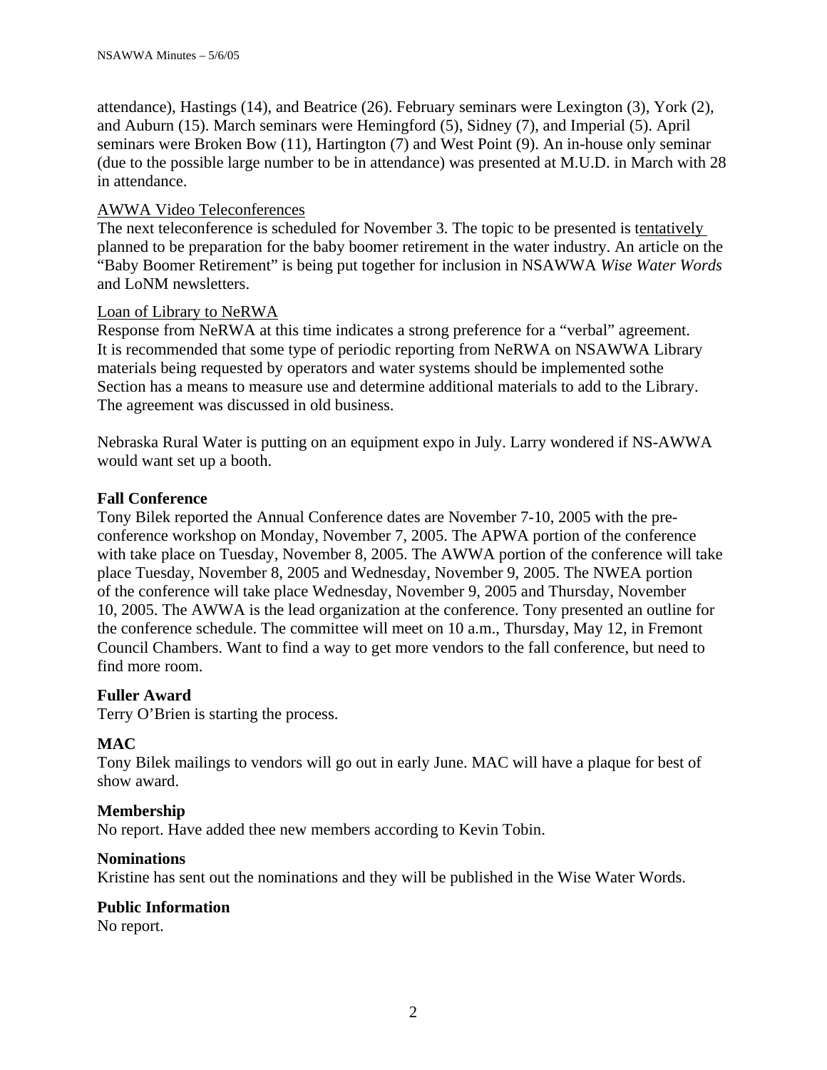attendance), Hastings (14), and Beatrice (26). February seminars were Lexington (3), York (2), and Auburn (15). March seminars were Hemingford (5), Sidney (7), and Imperial (5). April seminars were Broken Bow (11), Hartington (7) and West Point (9). An in-house only seminar (due to the possible large number to be in attendance) was presented at M.U.D. in March with 28 in attendance.

AWWA Video Teleconferences

The next teleconference is scheduled for November 3. The topic to be presented is tentatively planned to be preparation for the baby boomer retirement in the water industry. An article on the "Baby Boomer Retirement" is being put together for inclusion in NSAWWA *Wise Water Words* and LoNM newsletters.

Loan of Library to NeRWA

Response from NeRWA at this time indicates a strong preference for a "verbal" agreement. It is recommended that some type of periodic reporting from NeRWA on NSAWWA Library materials being requested by operators and water systems should be implemented sothe Section has a means to measure use and determine additional materials to add to the Library. The agreement was discussed in old business.

Nebraska Rural Water is putting on an equipment expo in July. Larry wondered if NS-AWWA would want set up a booth.

**Fall Conference**

Tony Bilek reported the Annual Conference dates are November 7-10, 2005 with the pre-conference workshop on Monday, November 7, 2005. The APWA portion of the conference with take place on Tuesday, November 8, 2005. The AWWA portion of the conference will take place Tuesday, November 8, 2005 and Wednesday, November 9, 2005. The NWEA portion of the conference will take place Wednesday, November 9, 2005 and Thursday, November 10, 2005. The AWWA is the lead organization at the conference. Tony presented an outline for the conference schedule. The committee will meet on 10 a.m., Thursday, May 12, in Fremont Council Chambers. Want to find a way to get more vendors to the fall conference, but need to find more room.

**Fuller Award**

Terry O'Brien is starting the process.

**MAC**

Tony Bilek mailings to vendors will go out in early June. MAC will have a plaque for best of show award.

**Membership**

No report. Have added thee new members according to Kevin Tobin.

**Nominations**

Kristine has sent out the nominations and they will be published in the Wise Water Words.

**Public Information**

No report.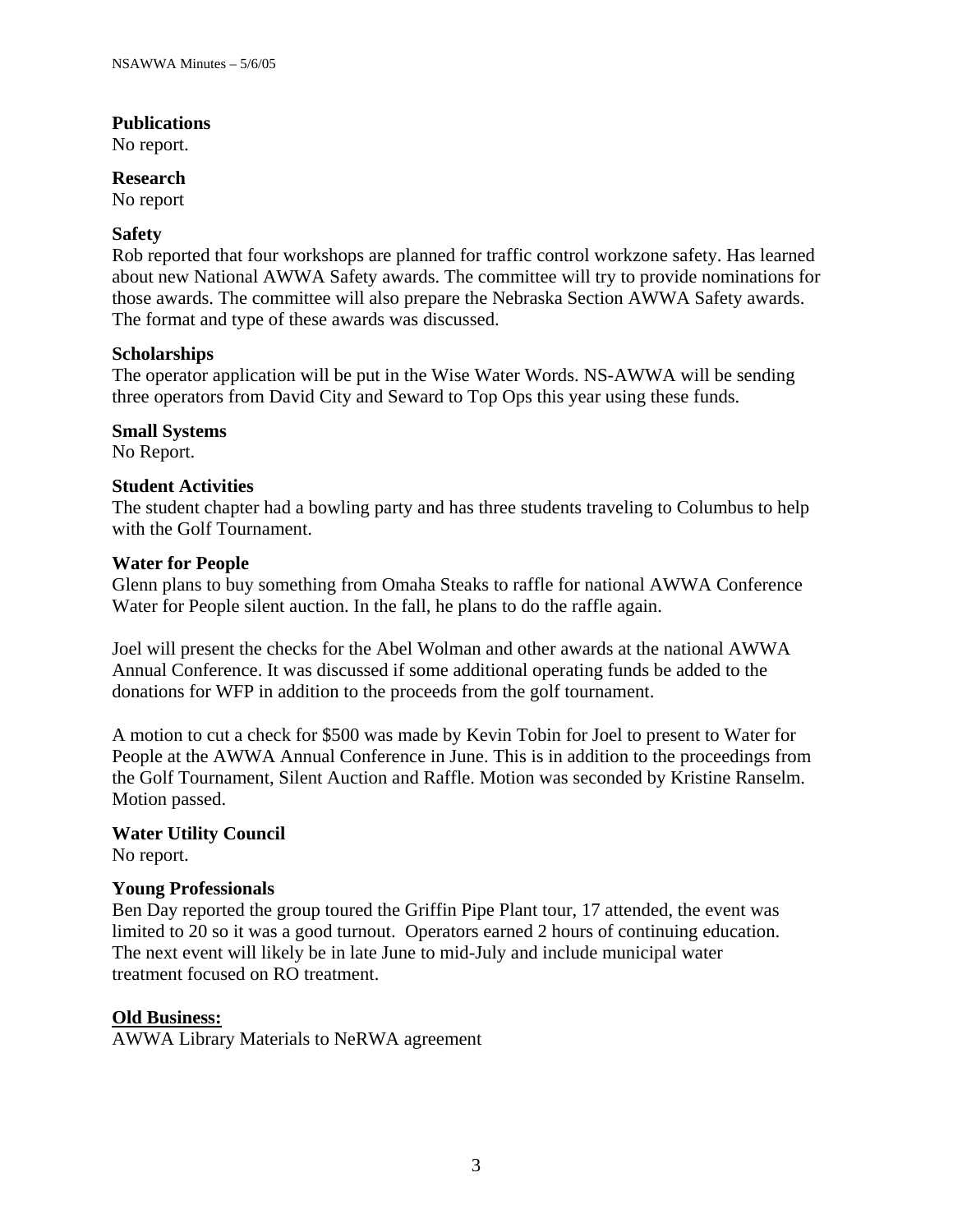**Publications**
No report.

**Research**
No report

**Safety**
Rob reported that four workshops are planned for traffic control workzone safety. Has learned about new National AWWA Safety awards. The committee will try to provide nominations for those awards. The committee will also prepare the Nebraska Section AWWA Safety awards. The format and type of these awards was discussed.

**Scholarships**
The operator application will be put in the Wise Water Words. NS-AWWA will be sending three operators from David City and Seward to Top Ops this year using these funds.

**Small Systems**
No Report.

**Student Activities**
The student chapter had a bowling party and has three students traveling to Columbus to help with the Golf Tournament.

**Water for People**
Glenn plans to buy something from Omaha Steaks to raffle for national AWWA Conference Water for People silent auction. In the fall, he plans to do the raffle again.

Joel will present the checks for the Abel Wolman and other awards at the national AWWA Annual Conference. It was discussed if some additional operating funds be added to the donations for WFP in addition to the proceeds from the golf tournament.

A motion to cut a check for $500 was made by Kevin Tobin for Joel to present to Water for People at the AWWA Annual Conference in June. This is in addition to the proceedings from the Golf Tournament, Silent Auction and Raffle. Motion was seconded by Kristine Ranselm. Motion passed.

**Water Utility Council**
No report.

**Young Professionals**
Ben Day reported the group toured the Griffin Pipe Plant tour, 17 attended, the event was limited to 20 so it was a good turnout. Operators earned 2 hours of continuing education. The next event will likely be in late June to mid-July and include municipal water treatment focused on RO treatment.

**Old Business:**
AWWA Library Materials to NeRWA agreement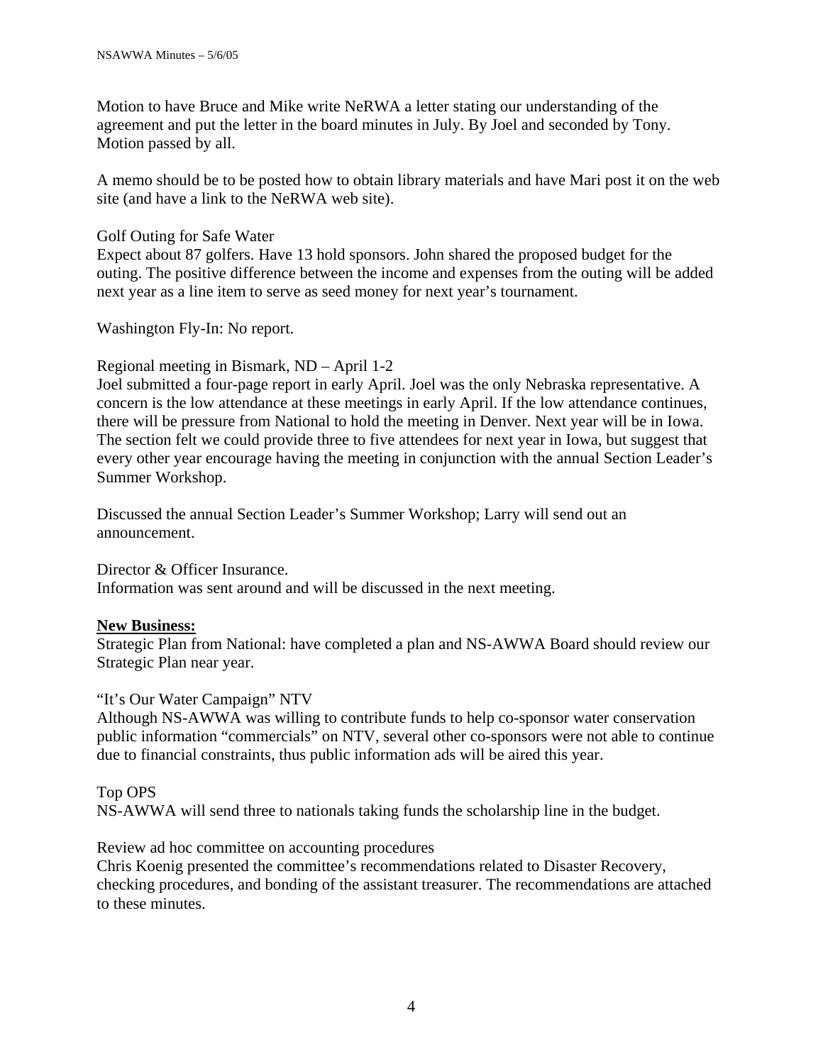Motion to have Bruce and Mike write NeRWA a letter stating our understanding of the agreement and put the letter in the board minutes in July. By Joel and seconded by Tony. Motion passed by all.

A memo should be to be posted how to obtain library materials and have Mari post it on the web site (and have a link to the NeRWA web site).

Golf Outing for Safe Water
Expect about 87 golfers. Have 13 hold sponsors. John shared the proposed budget for the outing. The positive difference between the income and expenses from the outing will be added next year as a line item to serve as seed money for next year's tournament.

Washington Fly-In: No report.

Regional meeting in Bismark, ND – April 1-2
Joel submitted a four-page report in early April. Joel was the only Nebraska representative. A concern is the low attendance at these meetings in early April. If the low attendance continues, there will be pressure from National to hold the meeting in Denver. Next year will be in Iowa. The section felt we could provide three to five attendees for next year in Iowa, but suggest that every other year encourage having the meeting in conjunction with the annual Section Leader's Summer Workshop.

Discussed the annual Section Leader's Summer Workshop; Larry will send out an announcement.

Director & Officer Insurance.
Information was sent around and will be discussed in the next meeting.

**New Business:**
Strategic Plan from National: have completed a plan and NS-AWWA Board should review our Strategic Plan near year.

"It's Our Water Campaign" NTV
Although NS-AWWA was willing to contribute funds to help co-sponsor water conservation public information "commercials" on NTV, several other co-sponsors were not able to continue due to financial constraints, thus public information ads will be aired this year.

Top OPS
NS-AWWA will send three to nationals taking funds the scholarship line in the budget.

Review ad hoc committee on accounting procedures
Chris Koenig presented the committee's recommendations related to Disaster Recovery, checking procedures, and bonding of the assistant treasurer. The recommendations are attached to these minutes.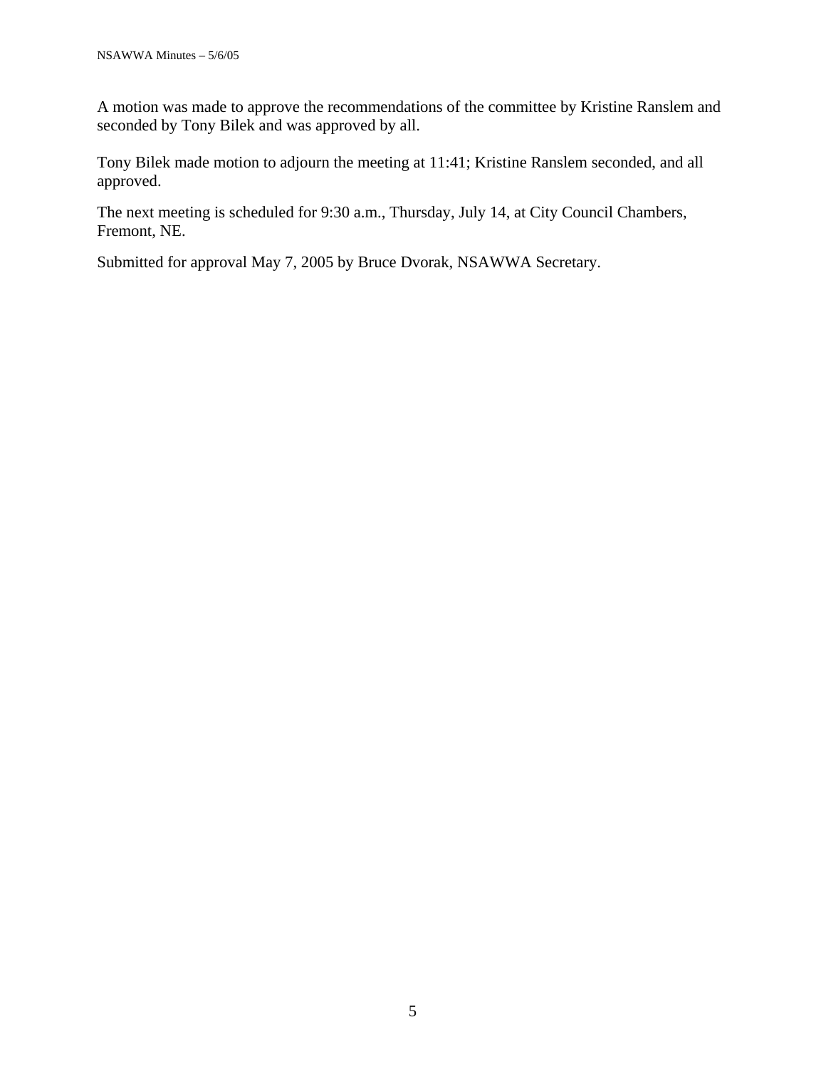A motion was made to approve the recommendations of the committee by Kristine Ranslem and seconded by Tony Bilek and was approved by all.

Tony Bilek made motion to adjourn the meeting at 11:41; Kristine Ranslem seconded, and all approved.

The next meeting is scheduled for 9:30 a.m., Thursday, July 14, at City Council Chambers, Fremont, NE.

Submitted for approval May 7, 2005 by Bruce Dvorak, NSAWWA Secretary.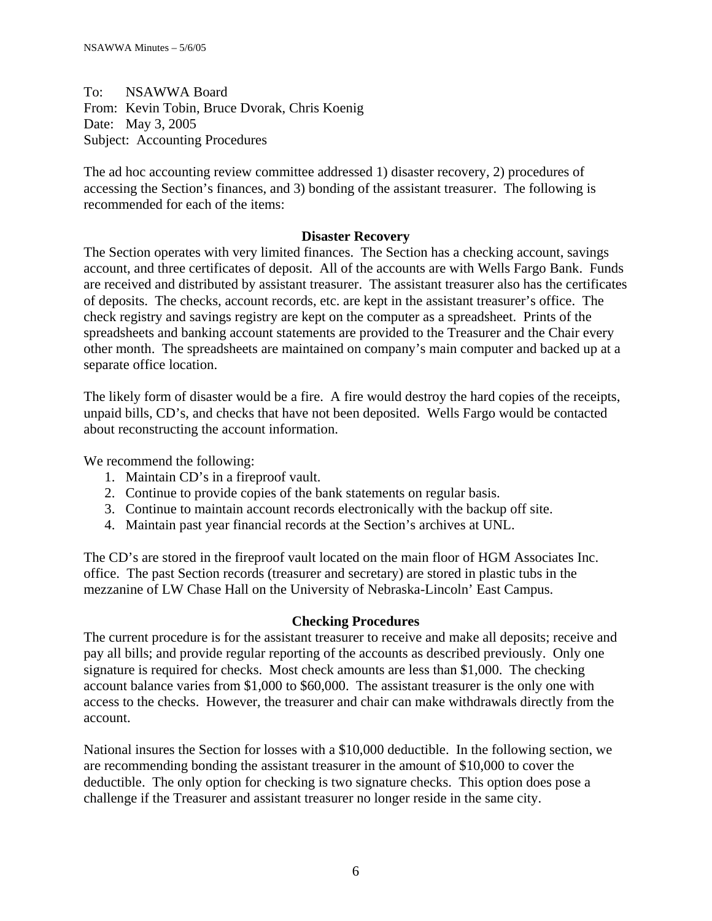To: NSAWWA Board
From: Kevin Tobin, Bruce Dvorak, Chris Koenig
Date: May 3, 2005
Subject: Accounting Procedures

The ad hoc accounting review committee addressed 1) disaster recovery, 2) procedures of accessing the Section's finances, and 3) bonding of the assistant treasurer. The following is recommended for each of the items:

## Disaster Recovery

The Section operates with very limited finances. The Section has a checking account, savings account, and three certificates of deposit. All of the accounts are with Wells Fargo Bank. Funds are received and distributed by assistant treasurer. The assistant treasurer also has the certificates of deposits. The checks, account records, etc. are kept in the assistant treasurer's office. The check registry and savings registry are kept on the computer as a spreadsheet. Prints of the spreadsheets and banking account statements are provided to the Treasurer and the Chair every other month. The spreadsheets are maintained on company's main computer and backed up at a separate office location.

The likely form of disaster would be a fire. A fire would destroy the hard copies of the receipts, unpaid bills, CD's, and checks that have not been deposited. Wells Fargo would be contacted about reconstructing the account information.

We recommend the following:

1. Maintain CD's in a fireproof vault.
2. Continue to provide copies of the bank statements on regular basis.
3. Continue to maintain account records electronically with the backup off site.
4. Maintain past year financial records at the Section's archives at UNL.

The CD's are stored in the fireproof vault located on the main floor of HGM Associates Inc. office. The past Section records (treasurer and secretary) are stored in plastic tubs in the mezzanine of LW Chase Hall on the University of Nebraska-Lincoln' East Campus.

## Checking Procedures

The current procedure is for the assistant treasurer to receive and make all deposits; receive and pay all bills; and provide regular reporting of the accounts as described previously. Only one signature is required for checks. Most check amounts are less than $1,000. The checking account balance varies from $1,000 to $60,000. The assistant treasurer is the only one with access to the checks. However, the treasurer and chair can make withdrawals directly from the account.

National insures the Section for losses with a $10,000 deductible. In the following section, we are recommending bonding the assistant treasurer in the amount of $10,000 to cover the deductible. The only option for checking is two signature checks. This option does pose a challenge if the Treasurer and assistant treasurer no longer reside in the same city.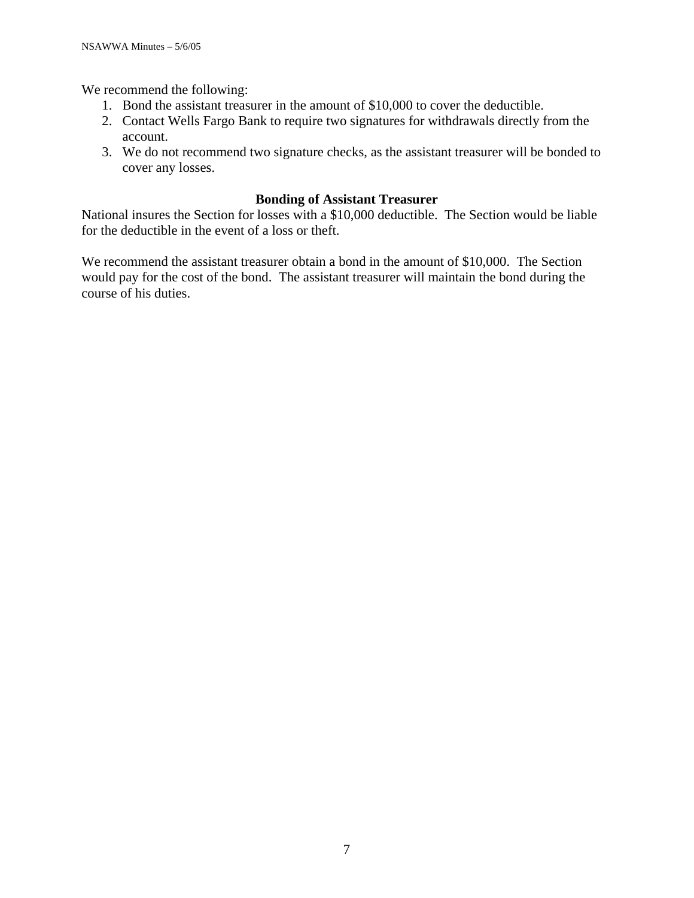We recommend the following:

1. Bond the assistant treasurer in the amount of $10,000 to cover the deductible.
2. Contact Wells Fargo Bank to require two signatures for withdrawals directly from the account.
3. We do not recommend two signature checks, as the assistant treasurer will be bonded to cover any losses.

**Bonding of Assistant Treasurer**

National insures the Section for losses with a $10,000 deductible. The Section would be liable for the deductible in the event of a loss or theft.

We recommend the assistant treasurer obtain a bond in the amount of $10,000. The Section would pay for the cost of the bond. The assistant treasurer will maintain the bond during the course of his duties.